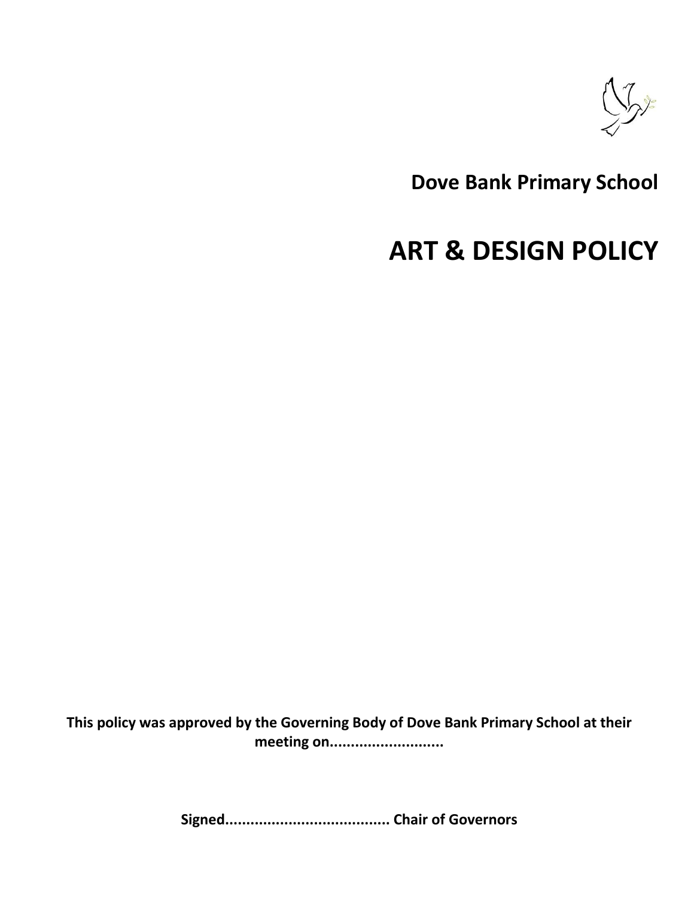**Dove Bank Primary School**

# ART & DESIGN POLICY

**This policy was approved by the Governing Body of Dove Bank Primary School at their meeting on...........................**

**Signed...................................... Chair of Governors**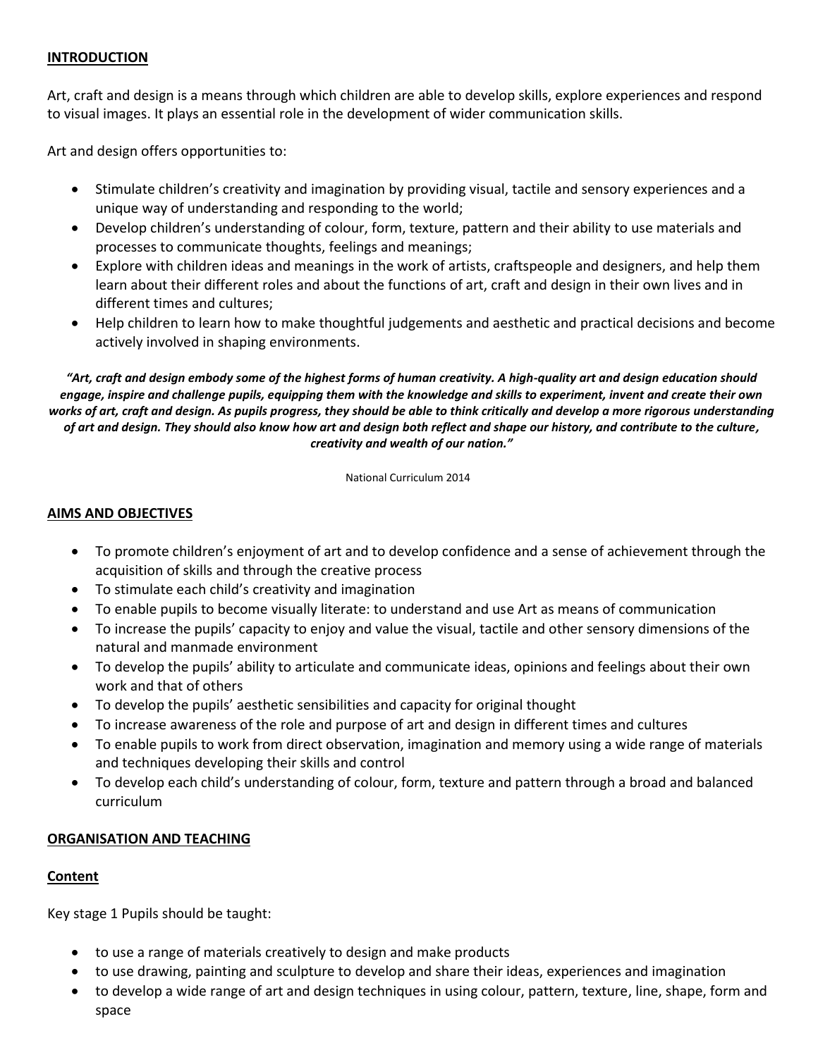## INTRODUCTION

Art, craft and design is a means through which children are able to develop skills, explore experiences and respond to visual images. It plays an essential role in the development of wider communication skills.

Art and design offers opportunities to:

- Stimulate children's creativity and imagination by providing visual, tactile and sensory experiences and a unique way of understanding and responding to the world;
- Develop children's understanding of colour, form, texture, pattern and their ability to use materials and processes to communicate thoughts, feelings and meanings;
- Explore with children ideas and meanings in the work of artists, craftspeople and designers, and help them learn about their different roles and about the functions of art, craft and design in their own lives and in different times and cultures;
- Help children to learn how to make thoughtful judgements and aesthetic and practical decisions and become actively involved in shaping environments.

***"Art, craft and design embody some of the highest forms of human creativity. A high-quality art and design education should engage, inspire and challenge pupils, equipping them with the knowledge and skills to experiment, invent and create their own works of art, craft and design. As pupils progress, they should be able to think critically and develop a more rigorous understanding of art and design. They should also know how art and design both reflect and shape our history, and contribute to the culture, creativity and wealth of our nation."***

National Curriculum 2014

## AIMS AND OBJECTIVES

- To promote children's enjoyment of art and to develop confidence and a sense of achievement through the acquisition of skills and through the creative process
- To stimulate each child's creativity and imagination
- To enable pupils to become visually literate: to understand and use Art as means of communication
- To increase the pupils' capacity to enjoy and value the visual, tactile and other sensory dimensions of the natural and manmade environment
- To develop the pupils' ability to articulate and communicate ideas, opinions and feelings about their own work and that of others
- To develop the pupils' aesthetic sensibilities and capacity for original thought
- To increase awareness of the role and purpose of art and design in different times and cultures
- To enable pupils to work from direct observation, imagination and memory using a wide range of materials and techniques developing their skills and control
- To develop each child's understanding of colour, form, texture and pattern through a broad and balanced curriculum

## ORGANISATION AND TEACHING

### Content

Key stage 1 Pupils should be taught:

- to use a range of materials creatively to design and make products
- to use drawing, painting and sculpture to develop and share their ideas, experiences and imagination
- to develop a wide range of art and design techniques in using colour, pattern, texture, line, shape, form and space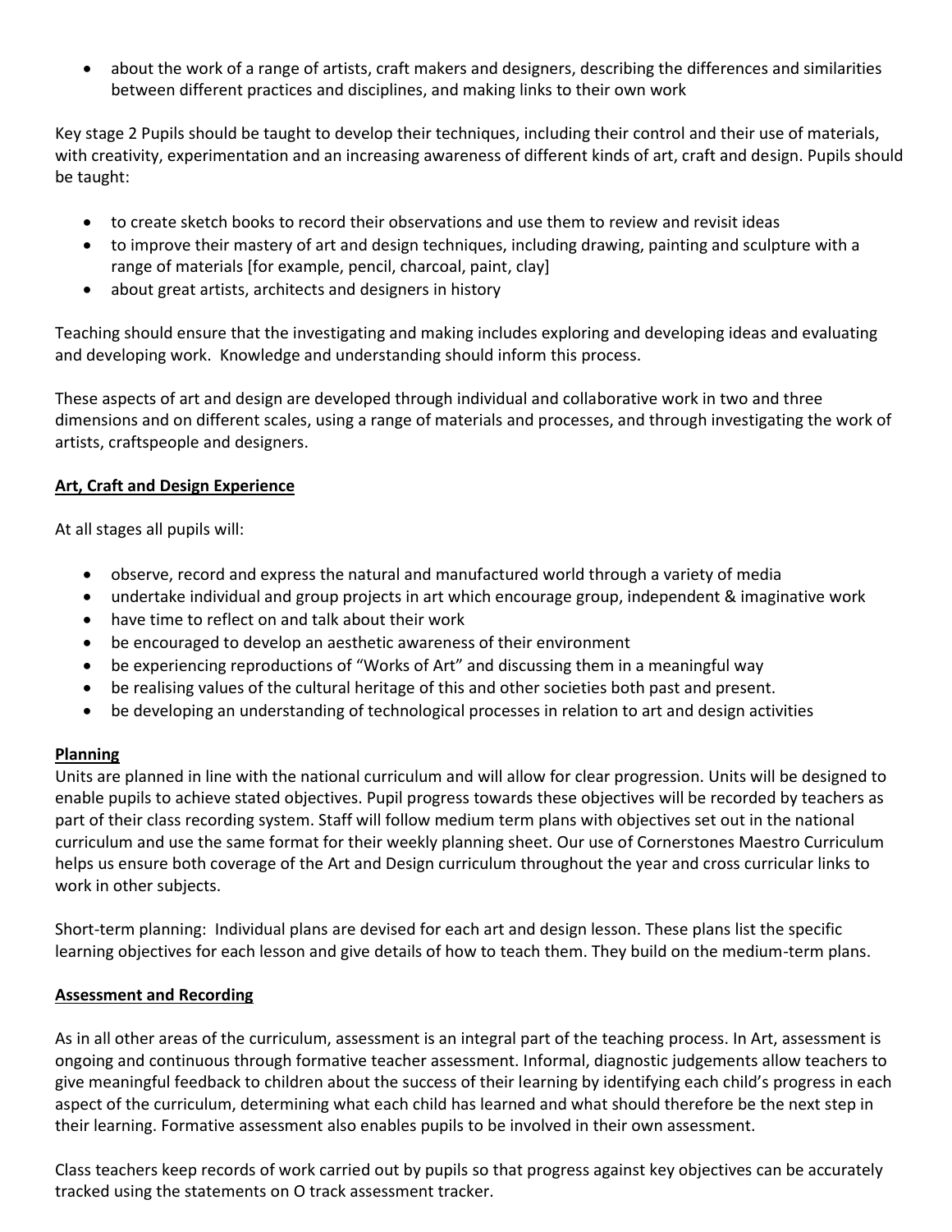- about the work of a range of artists, craft makers and designers, describing the differences and similarities between different practices and disciplines, and making links to their own work

Key stage 2 Pupils should be taught to develop their techniques, including their control and their use of materials, with creativity, experimentation and an increasing awareness of different kinds of art, craft and design. Pupils should be taught:

- to create sketch books to record their observations and use them to review and revisit ideas
- to improve their mastery of art and design techniques, including drawing, painting and sculpture with a range of materials [for example, pencil, charcoal, paint, clay]
- about great artists, architects and designers in history

Teaching should ensure that the investigating and making includes exploring and developing ideas and evaluating and developing work. Knowledge and understanding should inform this process.

These aspects of art and design are developed through individual and collaborative work in two and three dimensions and on different scales, using a range of materials and processes, and through investigating the work of artists, craftspeople and designers.

## Art, Craft and Design Experience

At all stages all pupils will:

- observe, record and express the natural and manufactured world through a variety of media
- undertake individual and group projects in art which encourage group, independent & imaginative work
- have time to reflect on and talk about their work
- be encouraged to develop an aesthetic awareness of their environment
- be experiencing reproductions of "Works of Art" and discussing them in a meaningful way
- be realising values of the cultural heritage of this and other societies both past and present.
- be developing an understanding of technological processes in relation to art and design activities

## Planning

Units are planned in line with the national curriculum and will allow for clear progression. Units will be designed to enable pupils to achieve stated objectives. Pupil progress towards these objectives will be recorded by teachers as part of their class recording system. Staff will follow medium term plans with objectives set out in the national curriculum and use the same format for their weekly planning sheet. Our use of Cornerstones Maestro Curriculum helps us ensure both coverage of the Art and Design curriculum throughout the year and cross curricular links to work in other subjects.

Short-term planning: Individual plans are devised for each art and design lesson. These plans list the specific learning objectives for each lesson and give details of how to teach them. They build on the medium-term plans.

## Assessment and Recording

As in all other areas of the curriculum, assessment is an integral part of the teaching process. In Art, assessment is ongoing and continuous through formative teacher assessment. Informal, diagnostic judgements allow teachers to give meaningful feedback to children about the success of their learning by identifying each child's progress in each aspect of the curriculum, determining what each child has learned and what should therefore be the next step in their learning. Formative assessment also enables pupils to be involved in their own assessment.

Class teachers keep records of work carried out by pupils so that progress against key objectives can be accurately tracked using the statements on O track assessment tracker.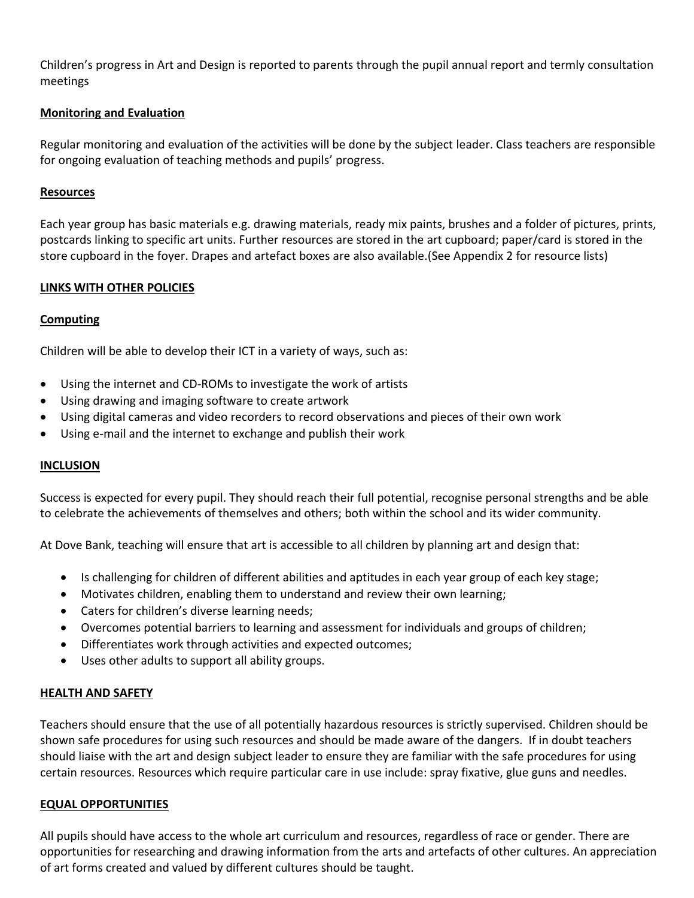Children's progress in Art and Design is reported to parents through the pupil annual report and termly consultation meetings

## Monitoring and Evaluation

Regular monitoring and evaluation of the activities will be done by the subject leader. Class teachers are responsible for ongoing evaluation of teaching methods and pupils' progress.

## Resources

Each year group has basic materials e.g. drawing materials, ready mix paints, brushes and a folder of pictures, prints, postcards linking to specific art units. Further resources are stored in the art cupboard; paper/card is stored in the store cupboard in the foyer. Drapes and artefact boxes are also available.(See Appendix 2 for resource lists)

## LINKS WITH OTHER POLICIES

### Computing

Children will be able to develop their ICT in a variety of ways, such as:

- Using the internet and CD-ROMs to investigate the work of artists
- Using drawing and imaging software to create artwork
- Using digital cameras and video recorders to record observations and pieces of their own work
- Using e-mail and the internet to exchange and publish their work

## INCLUSION

Success is expected for every pupil. They should reach their full potential, recognise personal strengths and be able to celebrate the achievements of themselves and others; both within the school and its wider community.

At Dove Bank, teaching will ensure that art is accessible to all children by planning art and design that:

- Is challenging for children of different abilities and aptitudes in each year group of each key stage;
- Motivates children, enabling them to understand and review their own learning;
- Caters for children's diverse learning needs;
- Overcomes potential barriers to learning and assessment for individuals and groups of children;
- Differentiates work through activities and expected outcomes;
- Uses other adults to support all ability groups.

## HEALTH AND SAFETY

Teachers should ensure that the use of all potentially hazardous resources is strictly supervised. Children should be shown safe procedures for using such resources and should be made aware of the dangers. If in doubt teachers should liaise with the art and design subject leader to ensure they are familiar with the safe procedures for using certain resources. Resources which require particular care in use include: spray fixative, glue guns and needles.

## EQUAL OPPORTUNITIES

All pupils should have access to the whole art curriculum and resources, regardless of race or gender. There are opportunities for researching and drawing information from the arts and artefacts of other cultures. An appreciation of art forms created and valued by different cultures should be taught.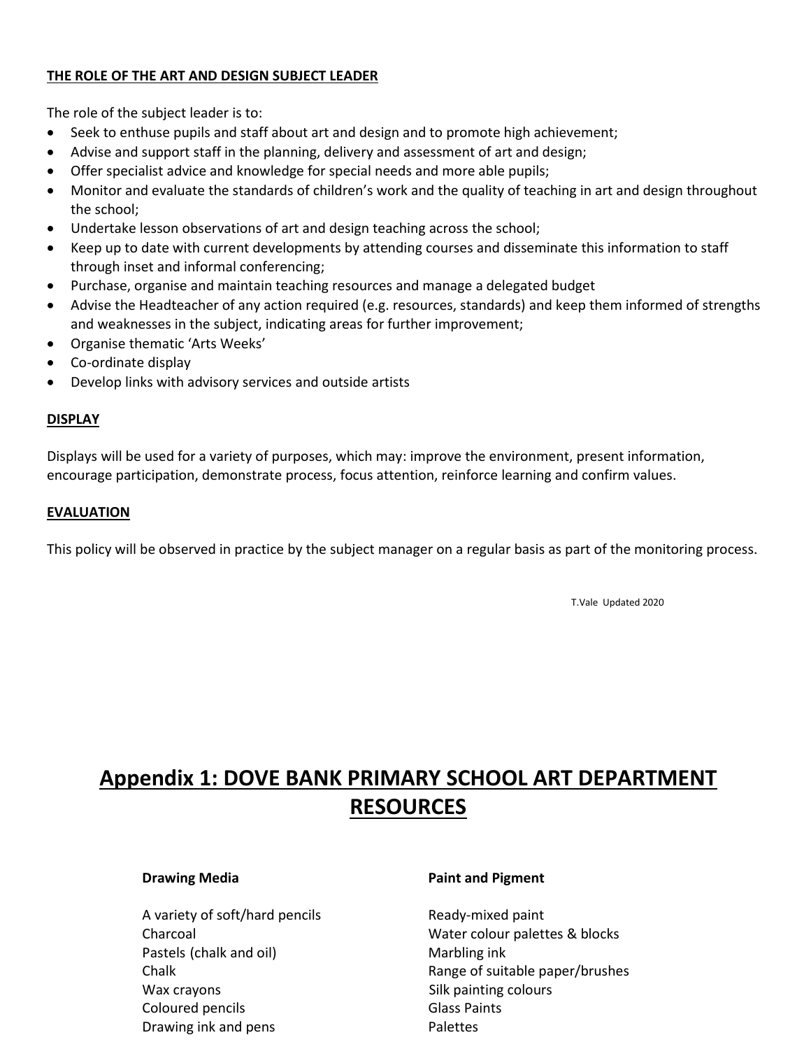## THE ROLE OF THE ART AND DESIGN SUBJECT LEADER

The role of the subject leader is to:

- Seek to enthuse pupils and staff about art and design and to promote high achievement;
- Advise and support staff in the planning, delivery and assessment of art and design;
- Offer specialist advice and knowledge for special needs and more able pupils;
- Monitor and evaluate the standards of children's work and the quality of teaching in art and design throughout the school;
- Undertake lesson observations of art and design teaching across the school;
- Keep up to date with current developments by attending courses and disseminate this information to staff through inset and informal conferencing;
- Purchase, organise and maintain teaching resources and manage a delegated budget
- Advise the Headteacher of any action required (e.g. resources, standards) and keep them informed of strengths and weaknesses in the subject, indicating areas for further improvement;
- Organise thematic 'Arts Weeks'
- Co-ordinate display
- Develop links with advisory services and outside artists

## DISPLAY

Displays will be used for a variety of purposes, which may: improve the environment, present information, encourage participation, demonstrate process, focus attention, reinforce learning and confirm values.

## EVALUATION

This policy will be observed in practice by the subject manager on a regular basis as part of the monitoring process.

T.Vale Updated 2020

# Appendix 1: DOVE BANK PRIMARY SCHOOL ART DEPARTMENT RESOURCES

**Drawing Media**

A variety of soft/hard pencils
Charcoal
Pastels (chalk and oil)
Chalk
Wax crayons
Coloured pencils
Drawing ink and pens

**Paint and Pigment**

Ready-mixed paint
Water colour palettes & blocks
Marbling ink
Range of suitable paper/brushes
Silk painting colours
Glass Paints
Palettes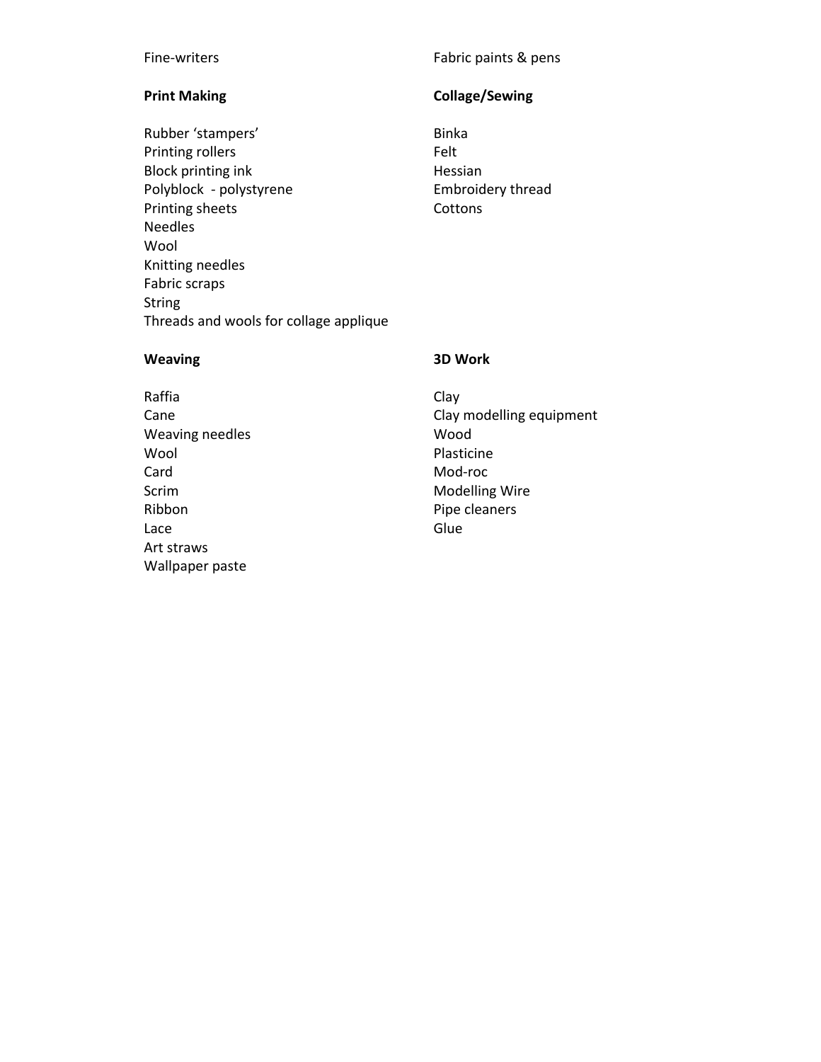Fine-writers

Fabric paints & pens

**Print Making**

Rubber 'stampers'
Printing rollers
Block printing ink
Polyblock - polystyrene
Printing sheets
Needles
Wool
Knitting needles
Fabric scraps
String
Threads and wools for collage applique

**Collage/Sewing**

Binka
Felt
Hessian
Embroidery thread
Cottons

**Weaving**

Raffia
Cane
Weaving needles
Wool
Card
Scrim
Ribbon
Lace
Art straws
Wallpaper paste

**3D Work**

Clay
Clay modelling equipment
Wood
Plasticine
Mod-roc
Modelling Wire
Pipe cleaners
Glue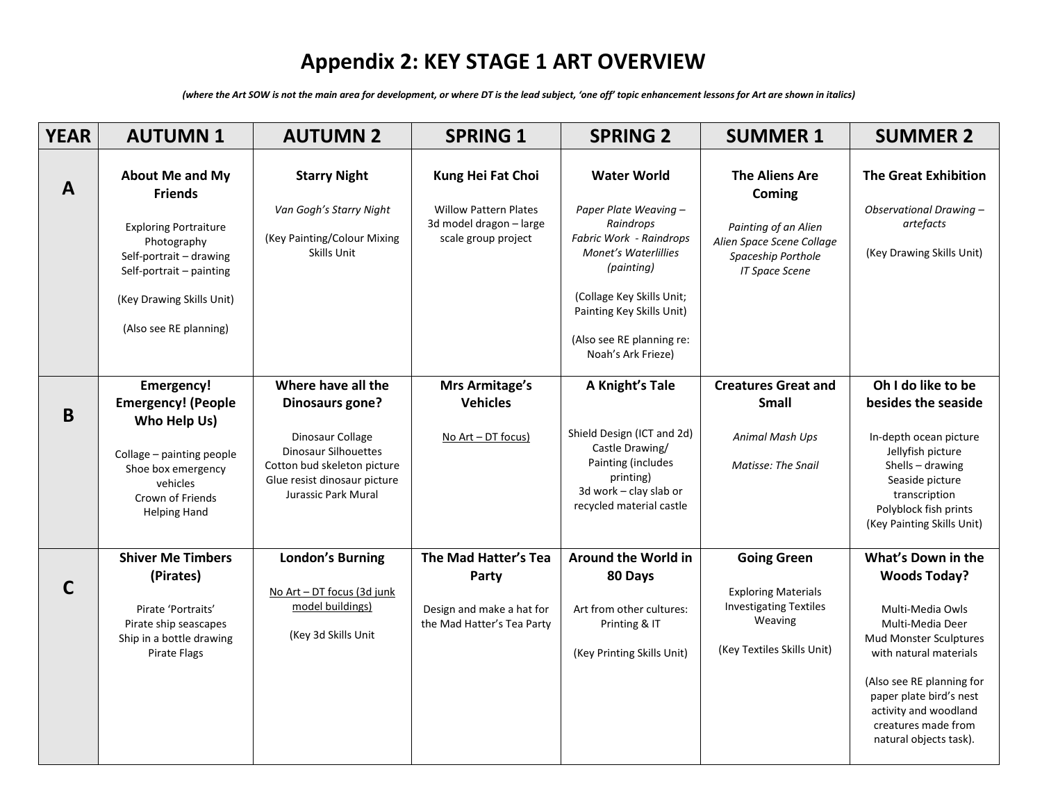# Appendix 2: KEY STAGE 1 ART OVERVIEW

***(where the Art SOW is not the main area for development, or where DT is the lead subject, 'one off' topic enhancement lessons for Art are shown in italics)***

| YEAR | AUTUMN 1 | AUTUMN 2 | SPRING 1 | SPRING 2 | SUMMER 1 | SUMMER 2 |
|---|---|---|---|---|---|---|
| **A** | **About Me and My Friends**<br><br>Exploring Portraiture<br>Photography<br>Self-portrait – drawing<br>Self-portrait – painting<br><br>(Key Drawing Skills Unit)<br><br>(Also see RE planning) | **Starry Night**<br><br>*Van Gogh's Starry Night*<br><br>(Key Painting/Colour Mixing Skills Unit) | **Kung Hei Fat Choi**<br><br>Willow Pattern Plates<br>3d model dragon – large scale group project | **Water World**<br><br>*Paper Plate Weaving – Raindrops*<br>*Fabric Work - Raindrops*<br>*Monet's Waterlillies (painting)*<br><br>(Collage Key Skills Unit; Painting Key Skills Unit)<br><br>(Also see RE planning re: Noah's Ark Frieze) | **The Aliens Are Coming**<br><br>*Painting of an Alien*<br>*Alien Space Scene Collage*<br>*Spaceship Porthole*<br>*IT Space Scene* | **The Great Exhibition**<br><br>*Observational Drawing – artefacts*<br><br>(Key Drawing Skills Unit) |
| **B** | **Emergency! Emergency! (People Who Help Us)**<br><br>Collage – painting people<br>Shoe box emergency vehicles<br>Crown of Friends<br>Helping Hand | **Where have all the Dinosaurs gone?**<br><br>Dinosaur Collage<br>Dinosaur Silhouettes<br>Cotton bud skeleton picture<br>Glue resist dinosaur picture<br>Jurassic Park Mural | **Mrs Armitage's Vehicles**<br><br><u>No Art – DT focus)</u> | **A Knight's Tale**<br><br>Shield Design (ICT and 2d)<br>Castle Drawing/ Painting (includes printing)<br>3d work – clay slab or recycled material castle | **Creatures Great and Small**<br><br>*Animal Mash Ups*<br><br>*Matisse: The Snail* | **Oh I do like to be besides the seaside**<br><br>In-depth ocean picture<br>Jellyfish picture<br>Shells – drawing<br>Seaside picture transcription<br>Polyblock fish prints<br>(Key Painting Skills Unit) |
| **C** | **Shiver Me Timbers (Pirates)**<br><br>Pirate 'Portraits'<br>Pirate ship seascapes<br>Ship in a bottle drawing<br>Pirate Flags | **London's Burning**<br><br><u>No Art – DT focus (3d junk model buildings)</u><br><br>(Key 3d Skills Unit | **The Mad Hatter's Tea Party**<br><br>Design and make a hat for the Mad Hatter's Tea Party | **Around the World in 80 Days**<br><br>Art from other cultures: Printing & IT<br><br>(Key Printing Skills Unit) | **Going Green**<br><br>Exploring Materials<br>Investigating Textiles<br>Weaving<br><br>(Key Textiles Skills Unit) | **What's Down in the Woods Today?**<br><br>Multi-Media Owls<br>Multi-Media Deer<br>Mud Monster Sculptures with natural materials<br><br>(Also see RE planning for paper plate bird's nest activity and woodland creatures made from natural objects task). |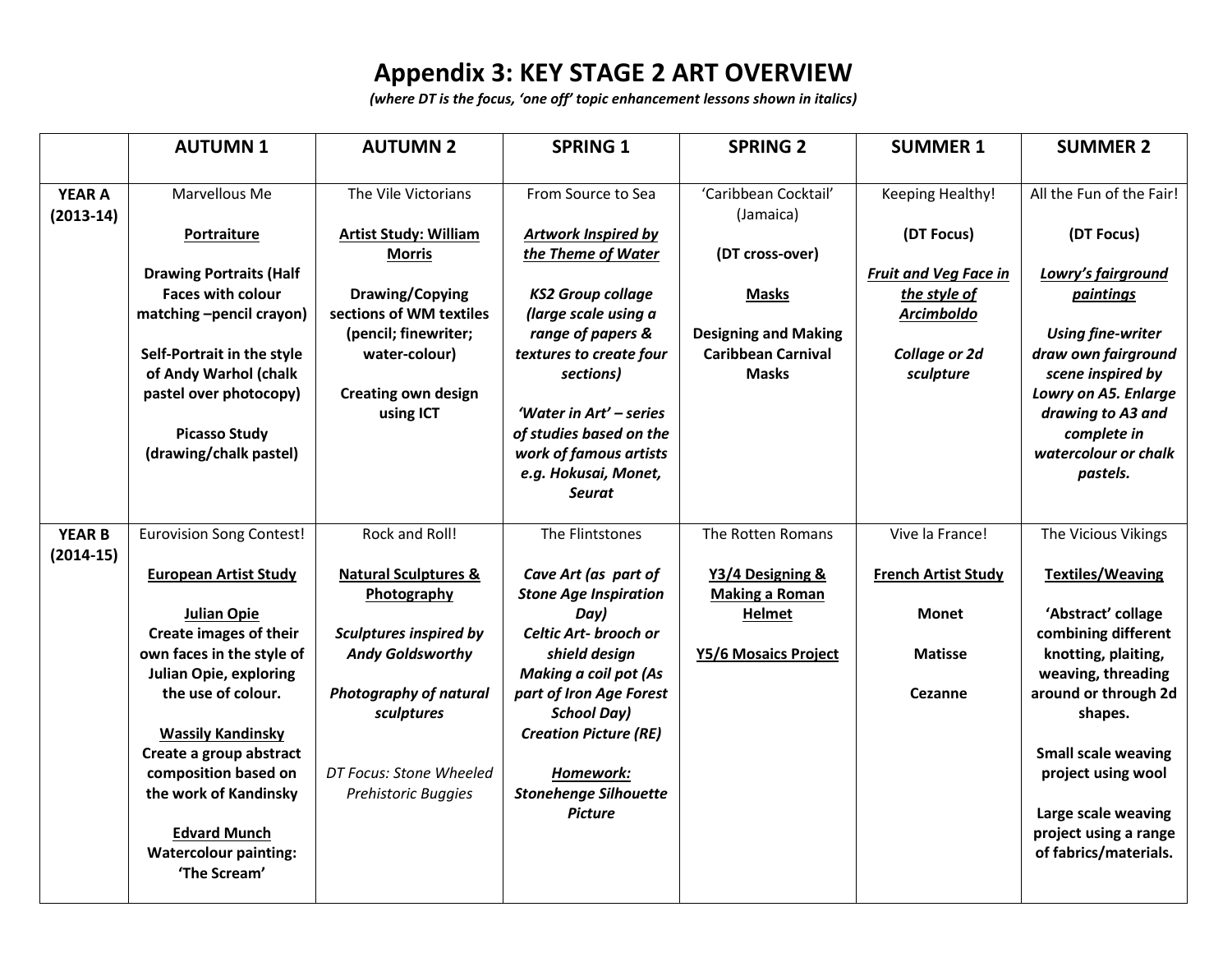# Appendix 3: KEY STAGE 2 ART OVERVIEW

*(where DT is the focus, 'one off' topic enhancement lessons shown in italics)*

| | AUTUMN 1 | AUTUMN 2 | SPRING 1 | SPRING 2 | SUMMER 1 | SUMMER 2 |
|---|---|---|---|---|---|---|
| **YEAR A (2013-14)** | Marvellous Me<br><br>**Portraiture**<br><br>**Drawing Portraits (Half Faces with colour matching –pencil crayon)**<br><br>**Self-Portrait in the style of Andy Warhol (chalk pastel over photocopy)**<br><br>**Picasso Study (drawing/chalk pastel)** | The Vile Victorians<br><br>**Artist Study: William Morris**<br><br>**Drawing/Copying sections of WM textiles (pencil; finewriter; water-colour)**<br><br>**Creating own design using ICT** | From Source to Sea<br><br>***Artwork Inspired by the Theme of Water***<br><br>***KS2 Group collage (large scale using a range of papers & textures to create four sections)***<br><br>***'Water in Art' – series of studies based on the work of famous artists e.g. Hokusai, Monet, Seurat*** | 'Caribbean Cocktail' (Jamaica)<br><br>**(DT cross-over)**<br><br>**Masks**<br><br>**Designing and Making Caribbean Carnival Masks** | Keeping Healthy!<br><br>**(DT Focus)**<br><br>***Fruit and Veg Face in the style of Arcimboldo***<br><br>***Collage or 2d sculpture*** | All the Fun of the Fair!<br><br>**(DT Focus)**<br><br>***Lowry's fairground paintings***<br><br>***Using fine-writer draw own fairground scene inspired by Lowry on A5. Enlarge drawing to A3 and complete in watercolour or chalk pastels.*** |
| **YEAR B (2014-15)** | Eurovision Song Contest!<br><br>**European Artist Study**<br><br>**Julian Opie**<br>**Create images of their own faces in the style of Julian Opie, exploring the use of colour.**<br><br>**Wassily Kandinsky**<br>**Create a group abstract composition based on the work of Kandinsky**<br><br>**Edvard Munch**<br>**Watercolour painting: 'The Scream'** | Rock and Roll!<br><br>**Natural Sculptures & Photography**<br><br>***Sculptures inspired by Andy Goldsworthy***<br><br>***Photography of natural sculptures***<br><br>*DT Focus: Stone Wheeled Prehistoric Buggies* | The Flintstones<br><br>***Cave Art (as part of Stone Age Inspiration Day)***<br>***Celtic Art- brooch or shield design***<br>***Making a coil pot (As part of Iron Age Forest School Day)***<br>***Creation Picture (RE)***<br><br>***Homework: Stonehenge Silhouette Picture*** | The Rotten Romans<br><br>**Y3/4 Designing & Making a Roman Helmet**<br><br>**Y5/6 Mosaics Project** | Vive la France!<br><br>**French Artist Study**<br><br>**Monet**<br><br>**Matisse**<br><br>**Cezanne** | The Vicious Vikings<br><br>**Textiles/Weaving**<br><br>**'Abstract' collage combining different knotting, plaiting, weaving, threading around or through 2d shapes.**<br><br>**Small scale weaving project using wool**<br><br>**Large scale weaving project using a range of fabrics/materials.** |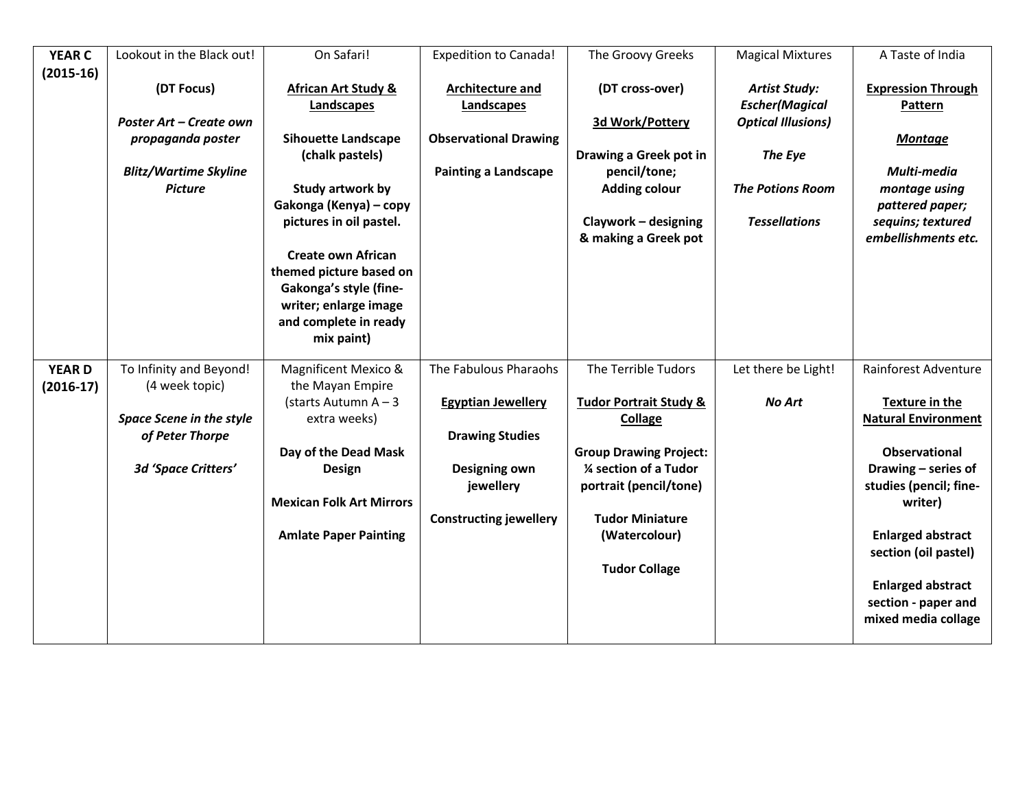| | | | | | | |
|---|---|---|---|---|---|---|
| **YEAR C (2015-16)** | Lookout in the Black out!<br><br>**(DT Focus)**<br><br>***Poster Art – Create own propaganda poster***<br><br>***Blitz/Wartime Skyline Picture*** | On Safari!<br><br>**African Art Study & Landscapes**<br><br>**Sihouette Landscape (chalk pastels)**<br><br>**Study artwork by Gakonga (Kenya) – copy pictures in oil pastel.**<br><br>**Create own African themed picture based on Gakonga's style (fine-writer; enlarge image and complete in ready mix paint)** | Expedition to Canada!<br><br>**Architecture and Landscapes**<br><br>**Observational Drawing**<br><br>**Painting a Landscape** | The Groovy Greeks<br><br>**(DT cross-over)**<br><br>**3d Work/Pottery**<br><br>**Drawing a Greek pot in pencil/tone; Adding colour**<br><br>**Claywork – designing & making a Greek pot** | Magical Mixtures<br><br>***Artist Study: Escher(Magical Optical Illusions)***<br><br>***The Eye***<br><br>***The Potions Room***<br><br>***Tessellations*** | A Taste of India<br><br>**Expression Through Pattern**<br><br>***Montage***<br><br>***Multi-media montage using pattered paper; sequins; textured embellishments etc.*** |
| **YEAR D (2016-17)** | To Infinity and Beyond! (4 week topic)<br><br>***Space Scene in the style of Peter Thorpe***<br><br>***3d 'Space Critters'*** | Magnificent Mexico & the Mayan Empire (starts Autumn A – 3 extra weeks)<br><br>**Day of the Dead Mask Design**<br><br>**Mexican Folk Art Mirrors**<br><br>**Amlate Paper Painting** | The Fabulous Pharaohs<br><br>**Egyptian Jewellery**<br><br>**Drawing Studies**<br><br>**Designing own jewellery**<br><br>**Constructing jewellery** | The Terrible Tudors<br><br>**Tudor Portrait Study & Collage**<br><br>**Group Drawing Project: ¼ section of a Tudor portrait (pencil/tone)**<br><br>**Tudor Miniature (Watercolour)**<br><br>**Tudor Collage** | Let there be Light!<br><br>***No Art*** | Rainforest Adventure<br><br>**Texture in the Natural Environment**<br><br>**Observational Drawing – series of studies (pencil; fine-writer)**<br><br>**Enlarged abstract section (oil pastel)**<br><br>**Enlarged abstract section - paper and mixed media collage** |